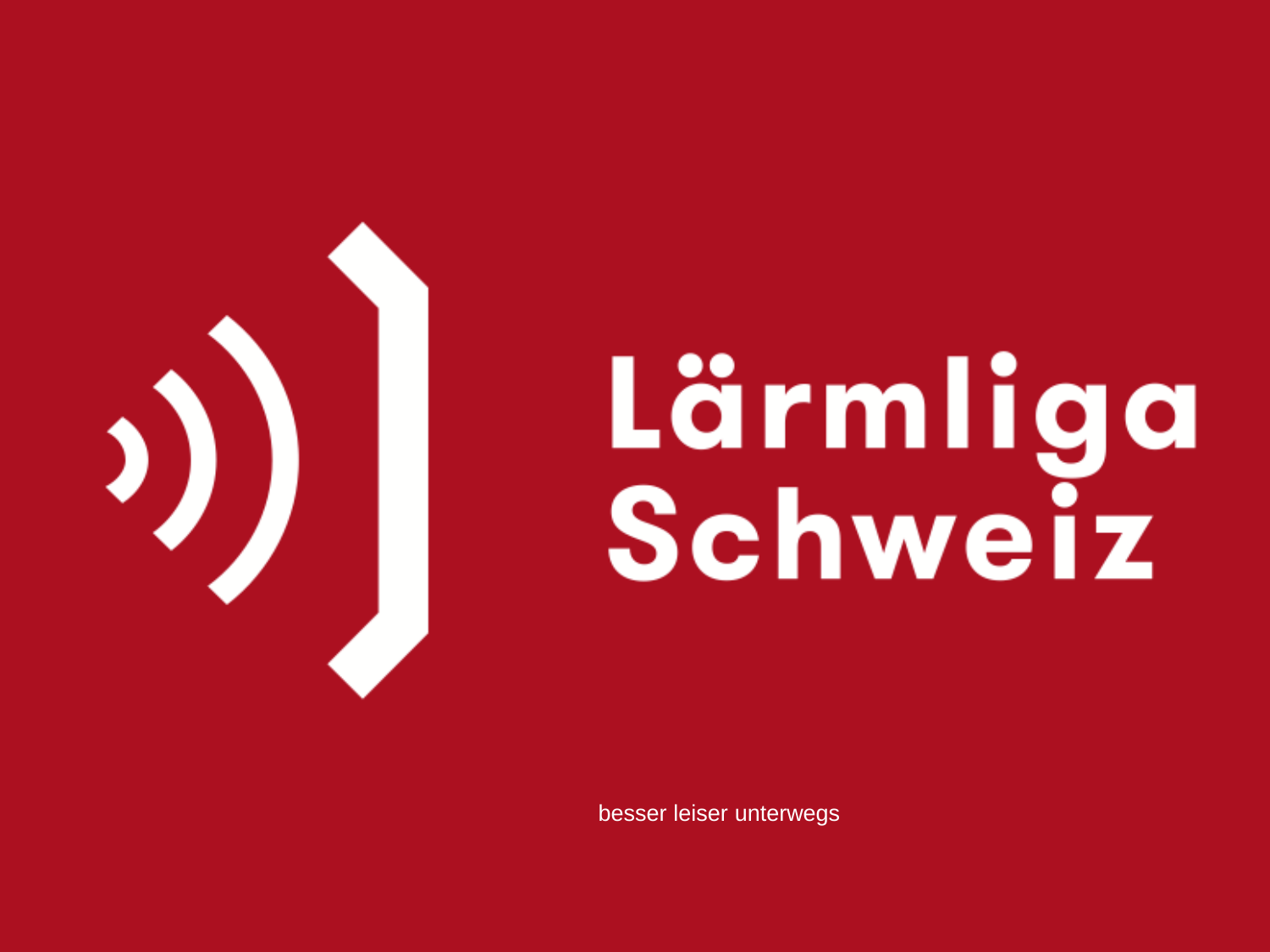# Lärmliga Schweiz

besser leiser unterwegs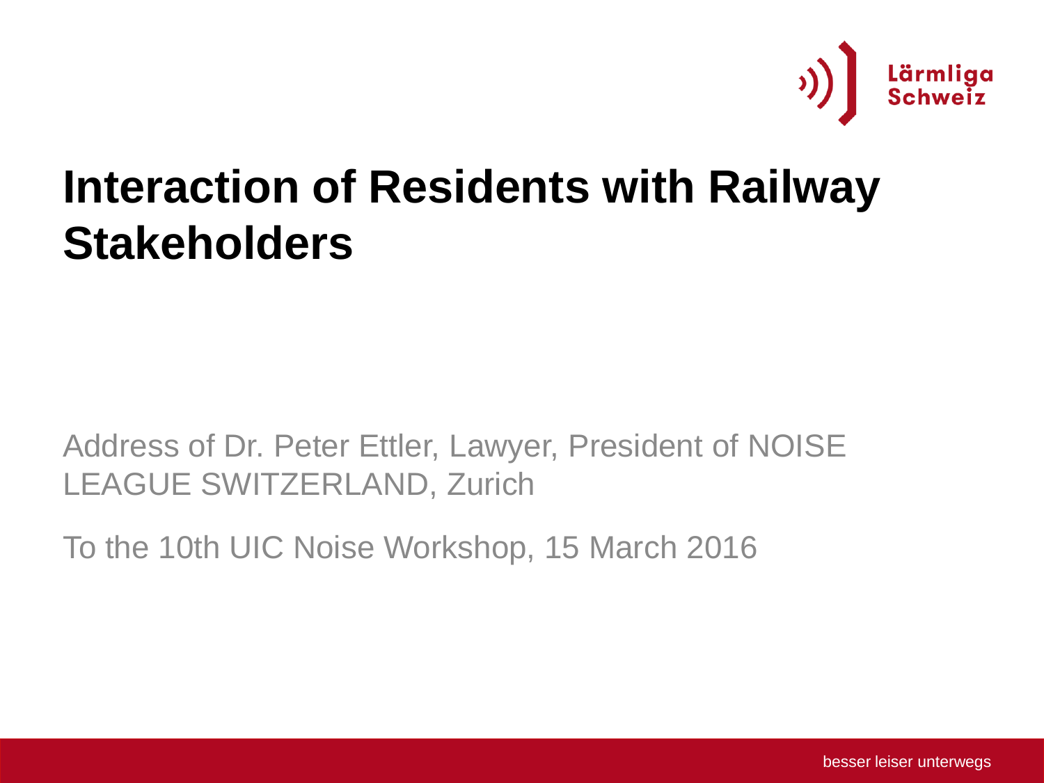# Interaction of Residents with Railway Stakeholders

Address of Dr. Peter Ettler, Lawyer, President of NOISE LEAGUE SWITZERLAND, Zurich

To the 10th UIC Noise Workshop, 15 March 2016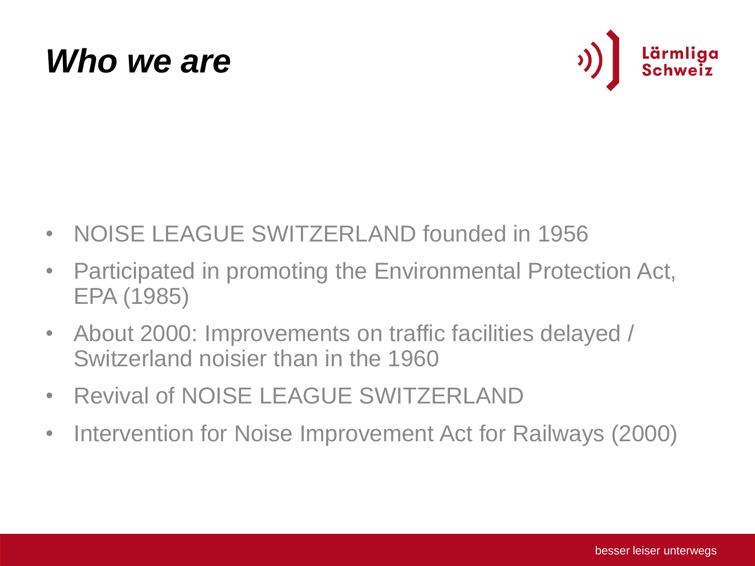# *Who we are*

- NOISE LEAGUE SWITZERLAND founded in 1956
- Participated in promoting the Environmental Protection Act, EPA (1985)
- About 2000: Improvements on traffic facilities delayed / Switzerland noisier than in the 1960
- Revival of NOISE LEAGUE SWITZERLAND
- Intervention for Noise Improvement Act for Railways (2000)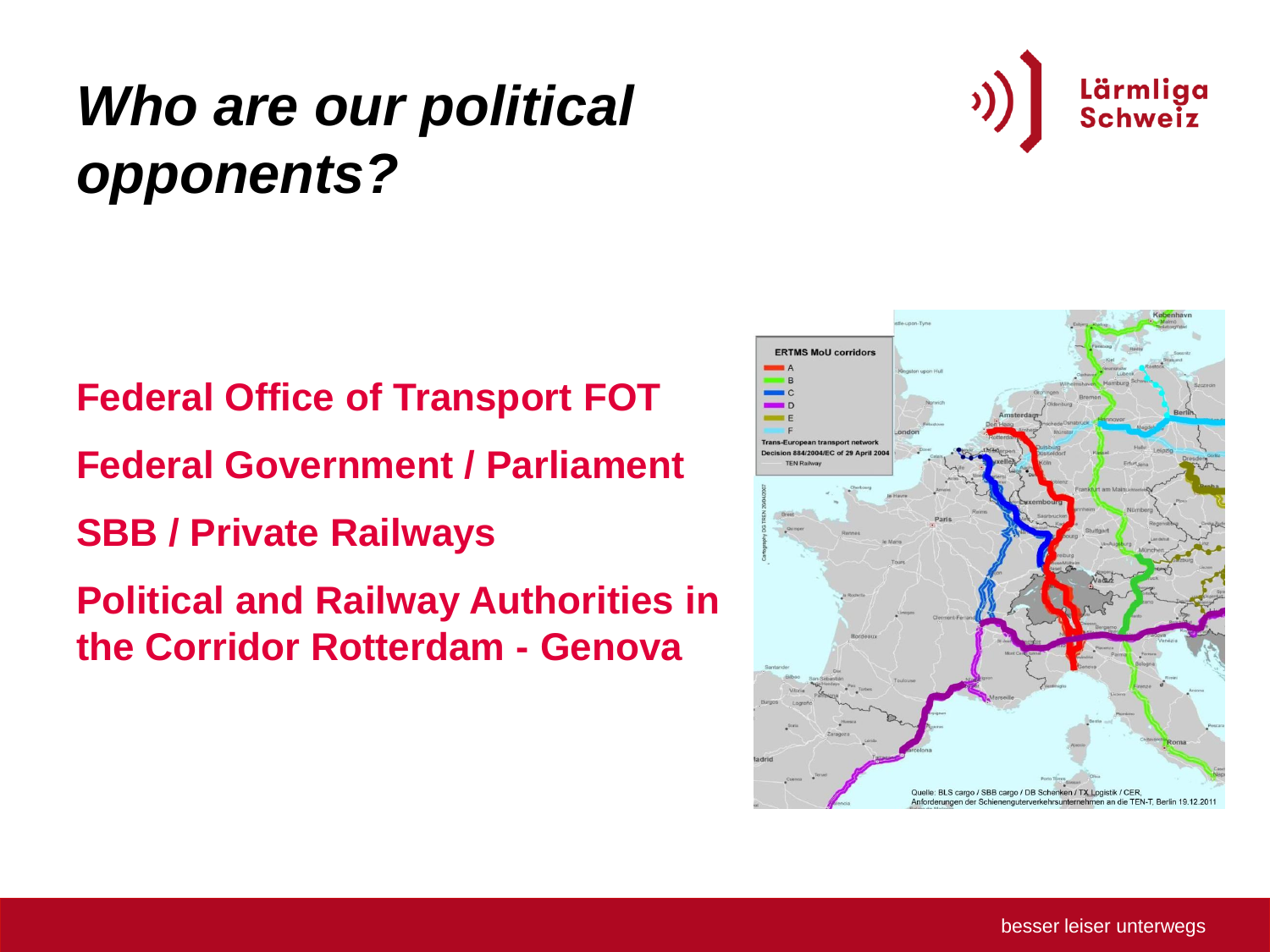# *Who are our political opponents?*

**Federal Office of Transport FOT**

**Federal Government / Parliament**

**SBB / Private Railways**

**Political and Railway Authorities in the Corridor Rotterdam - Genova**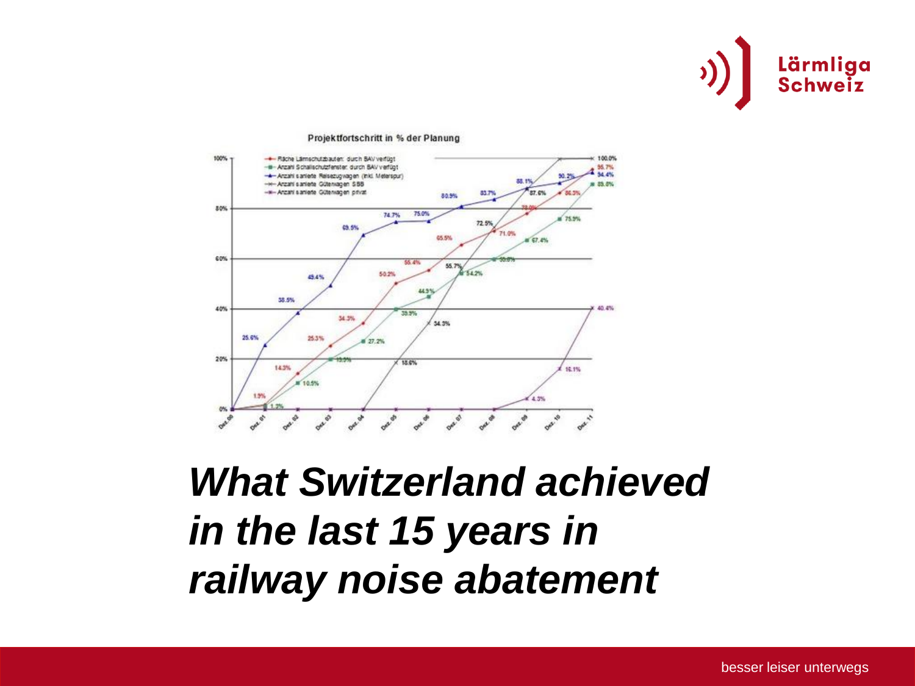Projektfortschritt in % der Planung

- Fläche Lärmschutzbauten: durch BAV verfügt
- Anzahl Schallschutzfenster: durch BAV verfügt
- Anzahl sanierte Reisezugwagen (inkl. Meterspur)
- Anzahl sanierte Güterwagen SBB
- Anzahl sanierte Güterwagen privat

***What Switzerland achieved in the last 15 years in railway noise abatement***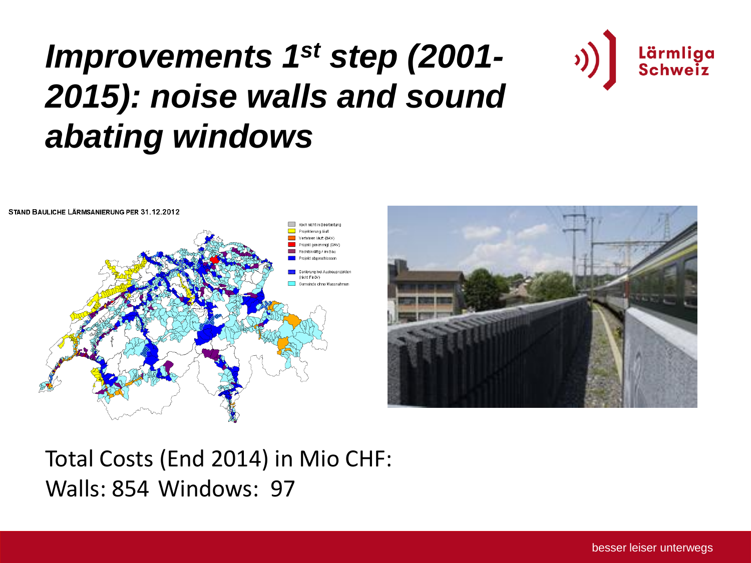# *Improvements 1st step (2001-2015): noise walls and sound abating windows*

STAND BAULICHE LÄRMSANIERUNG PER 31.12.2012

- noch nicht in Bearbeitung
- Projektierung läuft
- Verfahren läuft (BAV)
- Projekt genehmigt (BAV)
- Rechtskräftig / im Bau
- Projekt abgeschlossen
- Sanierung bei Ausbauprojekten (nicht FinöV)
- Gemeinde ohne Massnahmen

Total Costs (End 2014) in Mio CHF:
Walls: 854 Windows: 97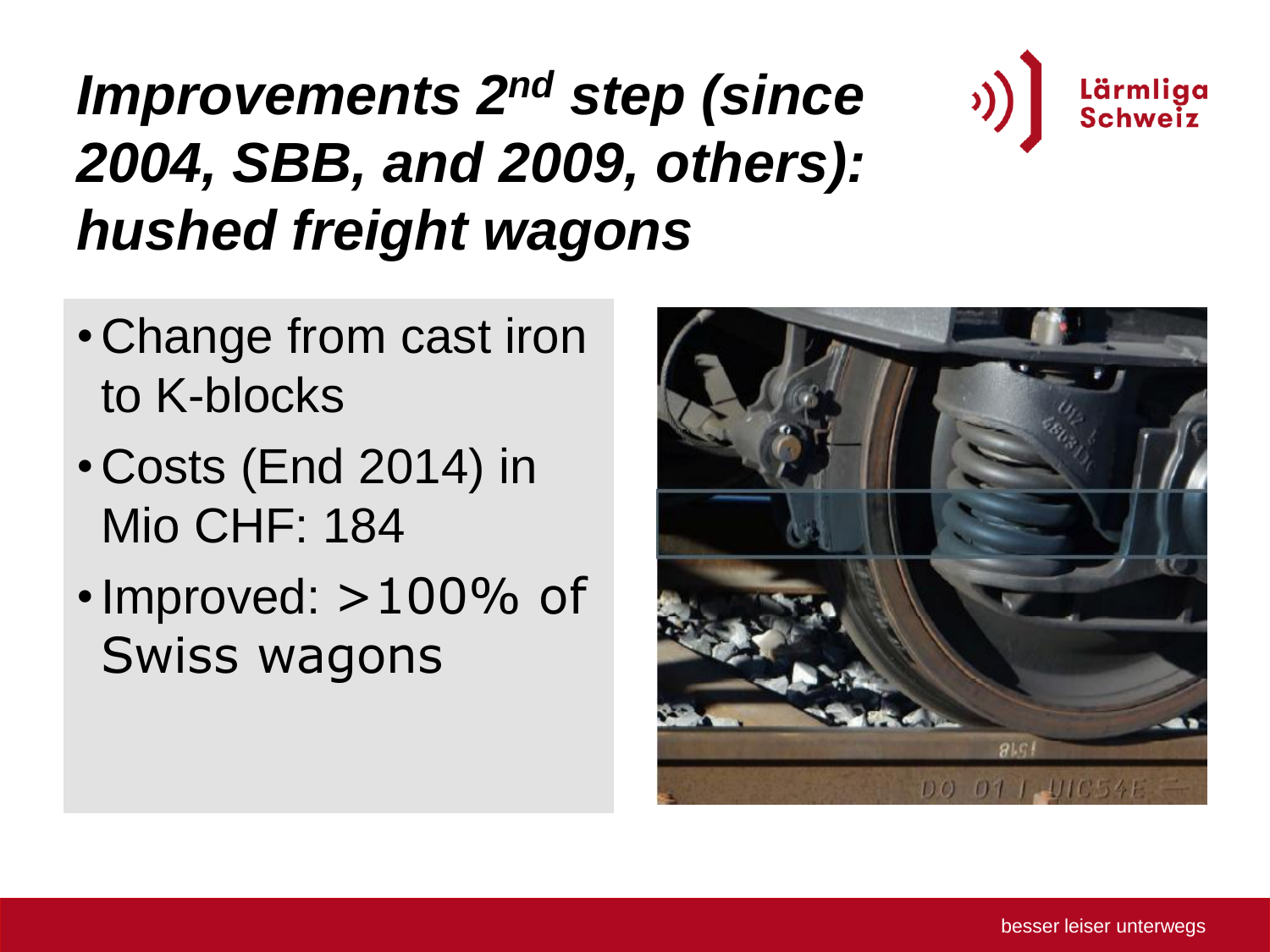# *Improvements 2nd step (since 2004, SBB, and 2009, others): hushed freight wagons*

- Change from cast iron to K-blocks
- Costs (End 2014) in Mio CHF: 184
- Improved: >100% of Swiss wagons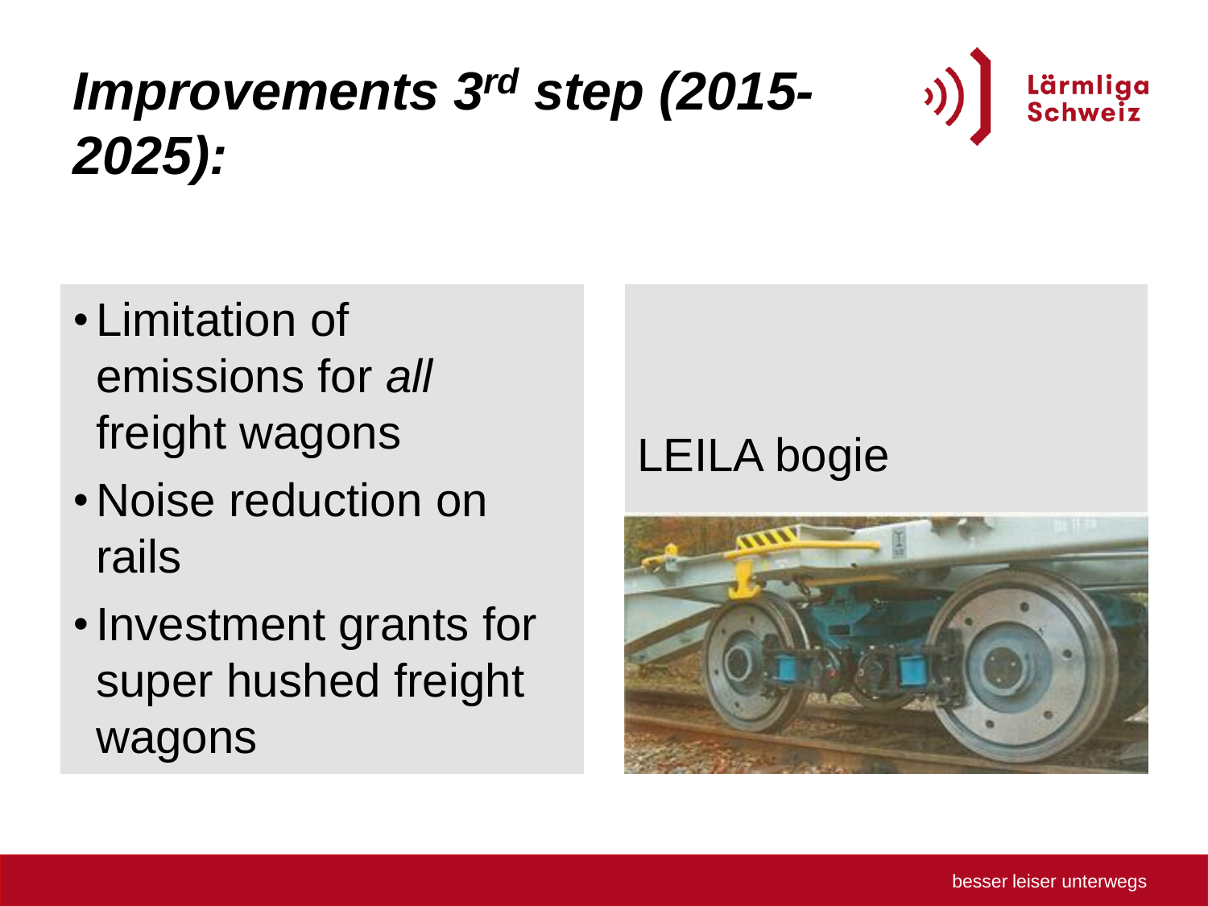# *Improvements 3rd step (2015-2025):*

- Limitation of emissions for *all* freight wagons
- Noise reduction on rails
- Investment grants for super hushed freight wagons

LEILA bogie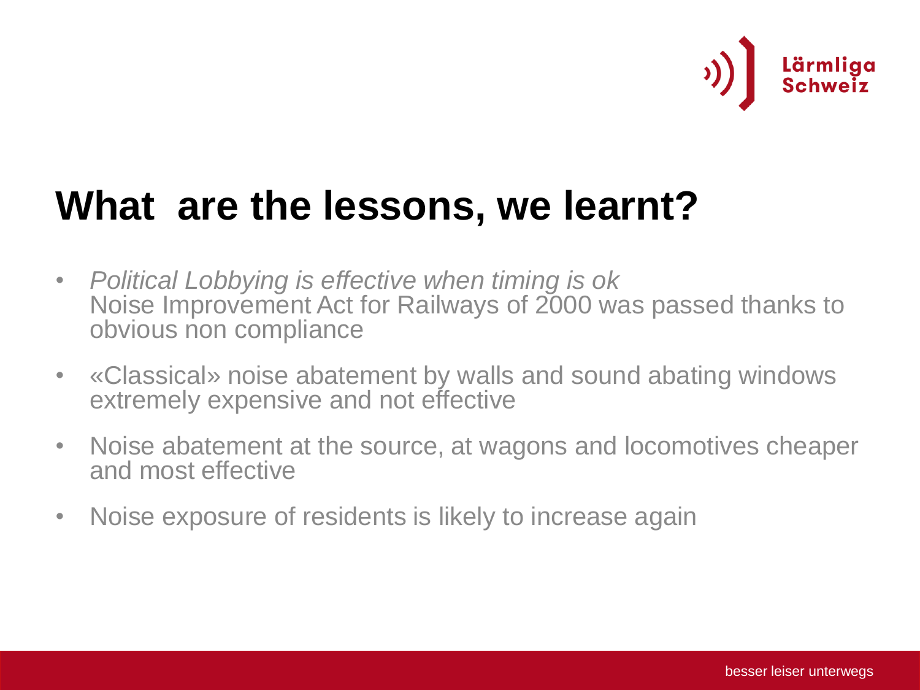# What are the lessons, we learnt?

- *Political Lobbying is effective when timing is ok*
  Noise Improvement Act for Railways of 2000 was passed thanks to obvious non compliance
- «Classical» noise abatement by walls and sound abating windows extremely expensive and not effective
- Noise abatement at the source, at wagons and locomotives cheaper and most effective
- Noise exposure of residents is likely to increase again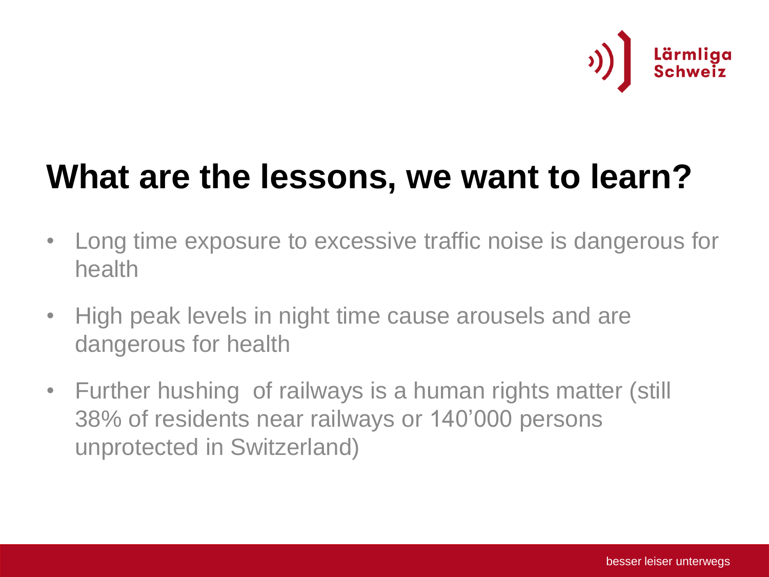# What are the lessons, we want to learn?

- Long time exposure to excessive traffic noise is dangerous for health
- High peak levels in night time cause arousels and are dangerous for health
- Further hushing of railways is a human rights matter (still 38% of residents near railways or 140'000 persons unprotected in Switzerland)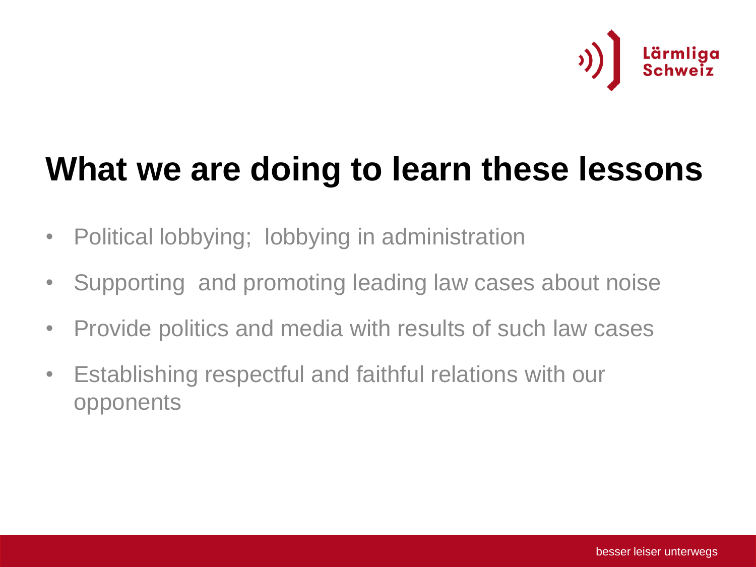# What we are doing to learn these lessons

- Political lobbying; lobbying in administration
- Supporting and promoting leading law cases about noise
- Provide politics and media with results of such law cases
- Establishing respectful and faithful relations with our opponents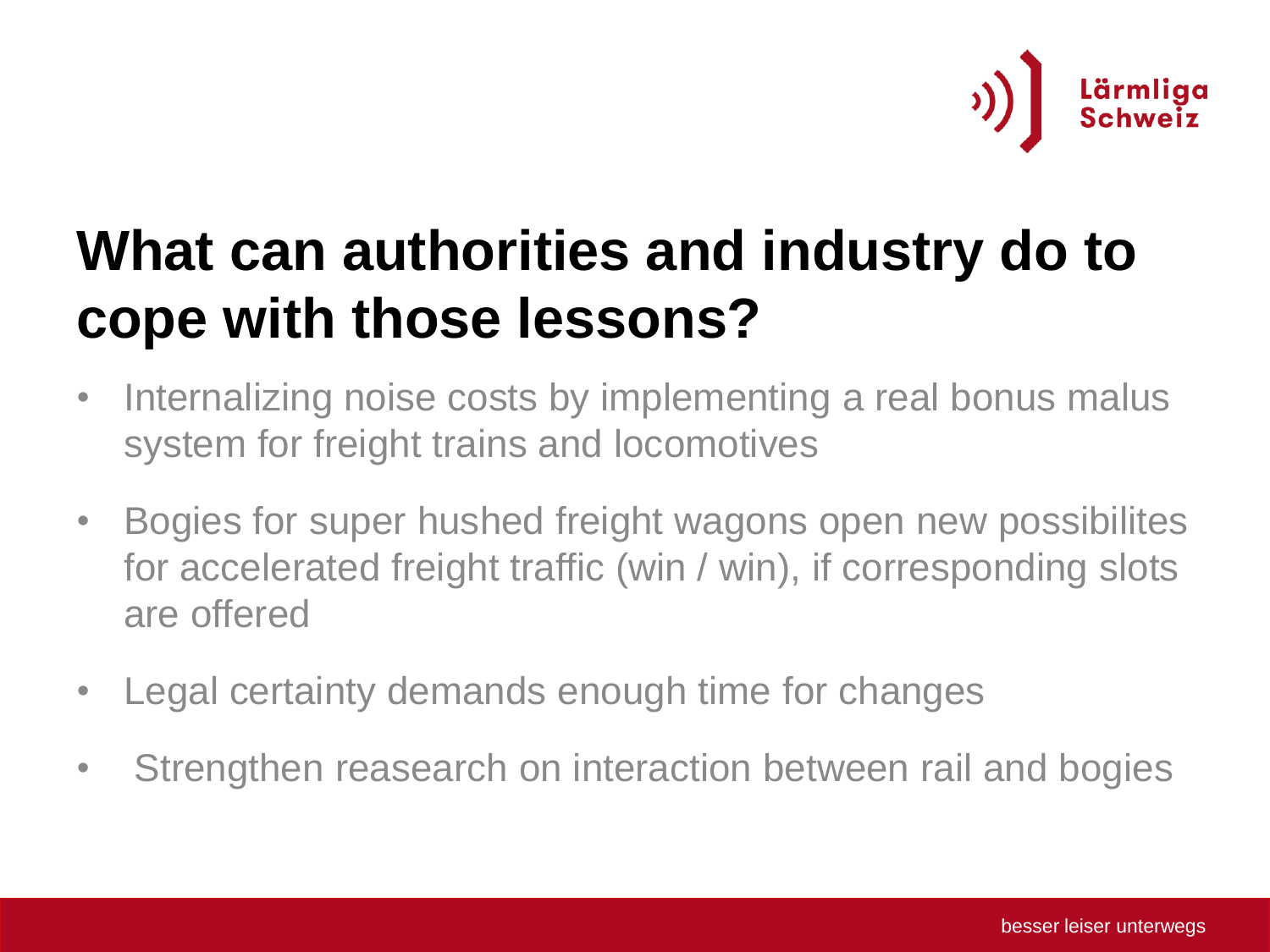# What can authorities and industry do to cope with those lessons?

- Internalizing noise costs by implementing a real bonus malus system for freight trains and locomotives
- Bogies for super hushed freight wagons open new possibilites for accelerated freight traffic (win / win), if corresponding slots are offered
- Legal certainty demands enough time for changes
- Strengthen reasearch on interaction between rail and bogies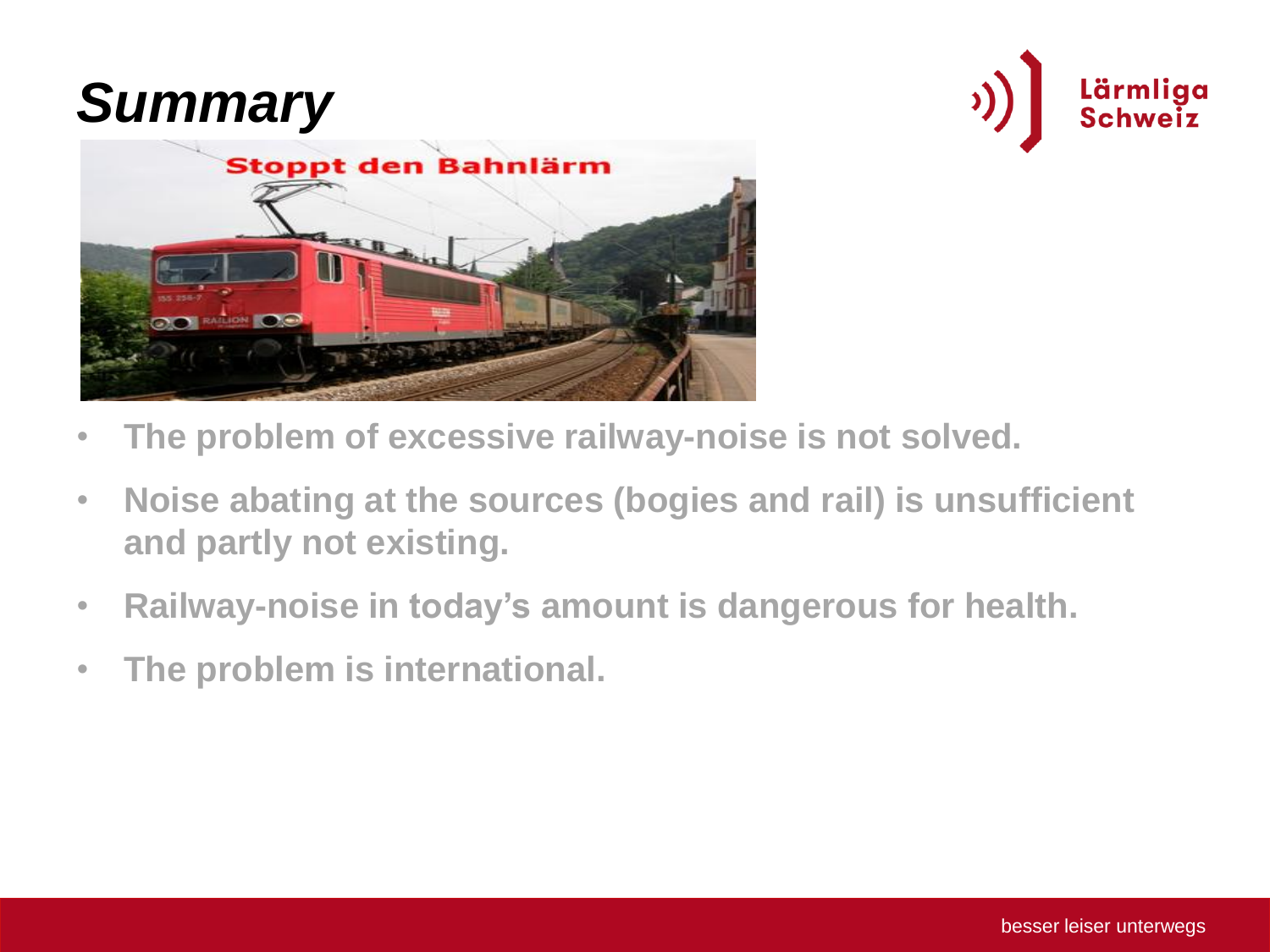# *Summary*

- **The problem of excessive railway-noise is not solved.**
- **Noise abating at the sources (bogies and rail) is unsufficient and partly not existing.**
- **Railway-noise in today's amount is dangerous for health.**
- **The problem is international.**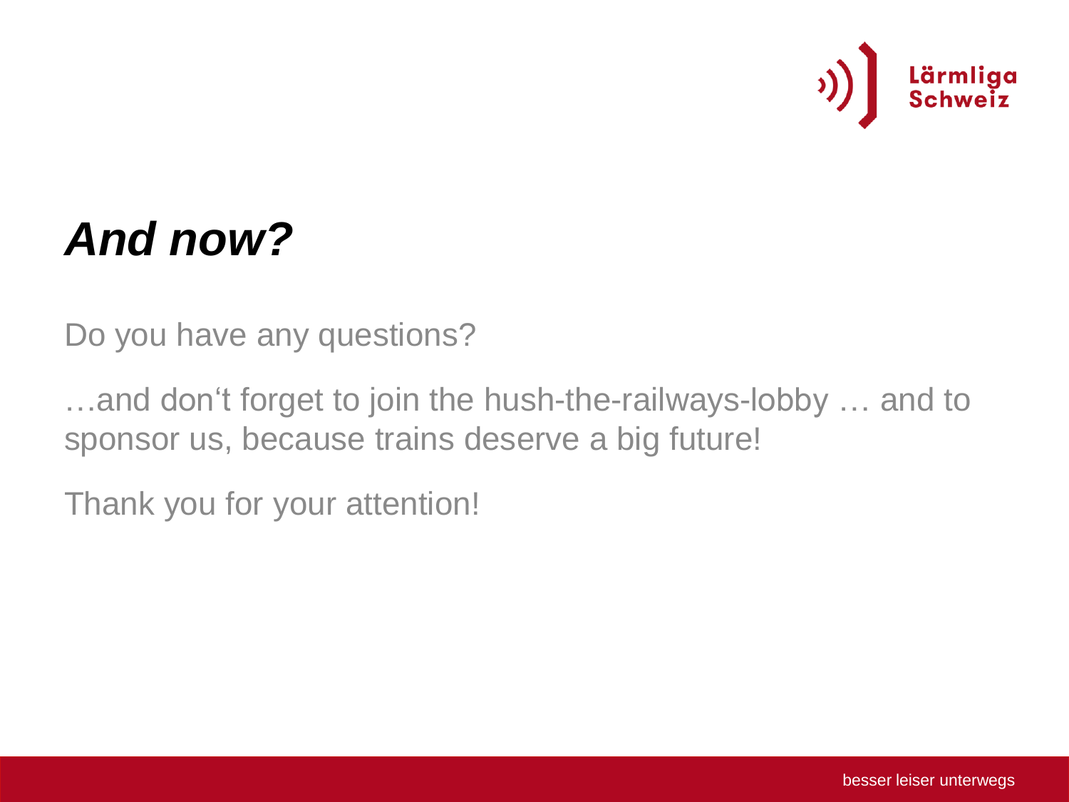# *And now?*

Do you have any questions?

…and don‘t forget to join the hush-the-railways-lobby … and to sponsor us, because trains deserve a big future!

Thank you for your attention!